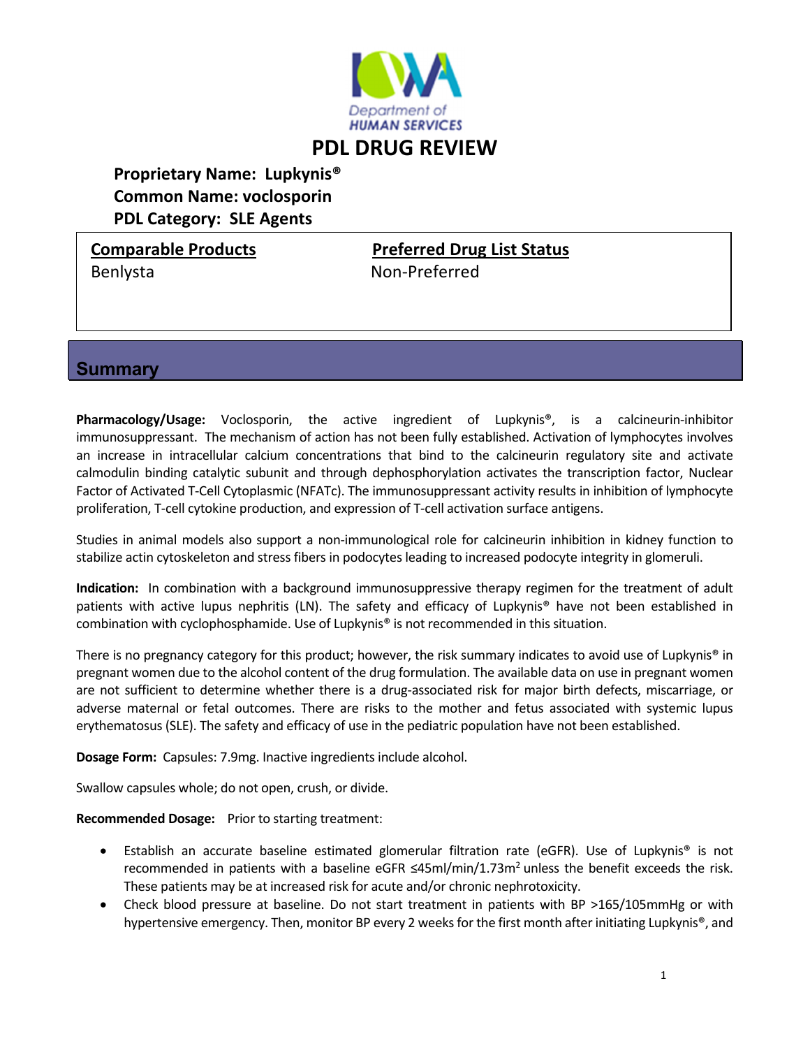Department of HUMAN SERVICES

# PDL DRUG REVIEW

**Proprietary Name: Lupkynis®**
**Common Name: voclosporin**
**PDL Category: SLE Agents**

| Comparable Products | Preferred Drug List Status |
|---|---|
| Benlysta | Non-Preferred |

## Summary

**Pharmacology/Usage:** Voclosporin, the active ingredient of Lupkynis®, is a calcineurin-inhibitor immunosuppressant. The mechanism of action has not been fully established. Activation of lymphocytes involves an increase in intracellular calcium concentrations that bind to the calcineurin regulatory site and activate calmodulin binding catalytic subunit and through dephosphorylation activates the transcription factor, Nuclear Factor of Activated T-Cell Cytoplasmic (NFATc). The immunosuppressant activity results in inhibition of lymphocyte proliferation, T-cell cytokine production, and expression of T-cell activation surface antigens.

Studies in animal models also support a non-immunological role for calcineurin inhibition in kidney function to stabilize actin cytoskeleton and stress fibers in podocytes leading to increased podocyte integrity in glomeruli.

**Indication:** In combination with a background immunosuppressive therapy regimen for the treatment of adult patients with active lupus nephritis (LN). The safety and efficacy of Lupkynis® have not been established in combination with cyclophosphamide. Use of Lupkynis® is not recommended in this situation.

There is no pregnancy category for this product; however, the risk summary indicates to avoid use of Lupkynis® in pregnant women due to the alcohol content of the drug formulation. The available data on use in pregnant women are not sufficient to determine whether there is a drug-associated risk for major birth defects, miscarriage, or adverse maternal or fetal outcomes. There are risks to the mother and fetus associated with systemic lupus erythematosus (SLE). The safety and efficacy of use in the pediatric population have not been established.

**Dosage Form:** Capsules: 7.9mg. Inactive ingredients include alcohol.

Swallow capsules whole; do not open, crush, or divide.

**Recommended Dosage:** Prior to starting treatment:

- Establish an accurate baseline estimated glomerular filtration rate (eGFR). Use of Lupkynis® is not recommended in patients with a baseline eGFR ≤45ml/min/1.73m$^2$ unless the benefit exceeds the risk. These patients may be at increased risk for acute and/or chronic nephrotoxicity.
- Check blood pressure at baseline. Do not start treatment in patients with BP >165/105mmHg or with hypertensive emergency. Then, monitor BP every 2 weeks for the first month after initiating Lupkynis®, and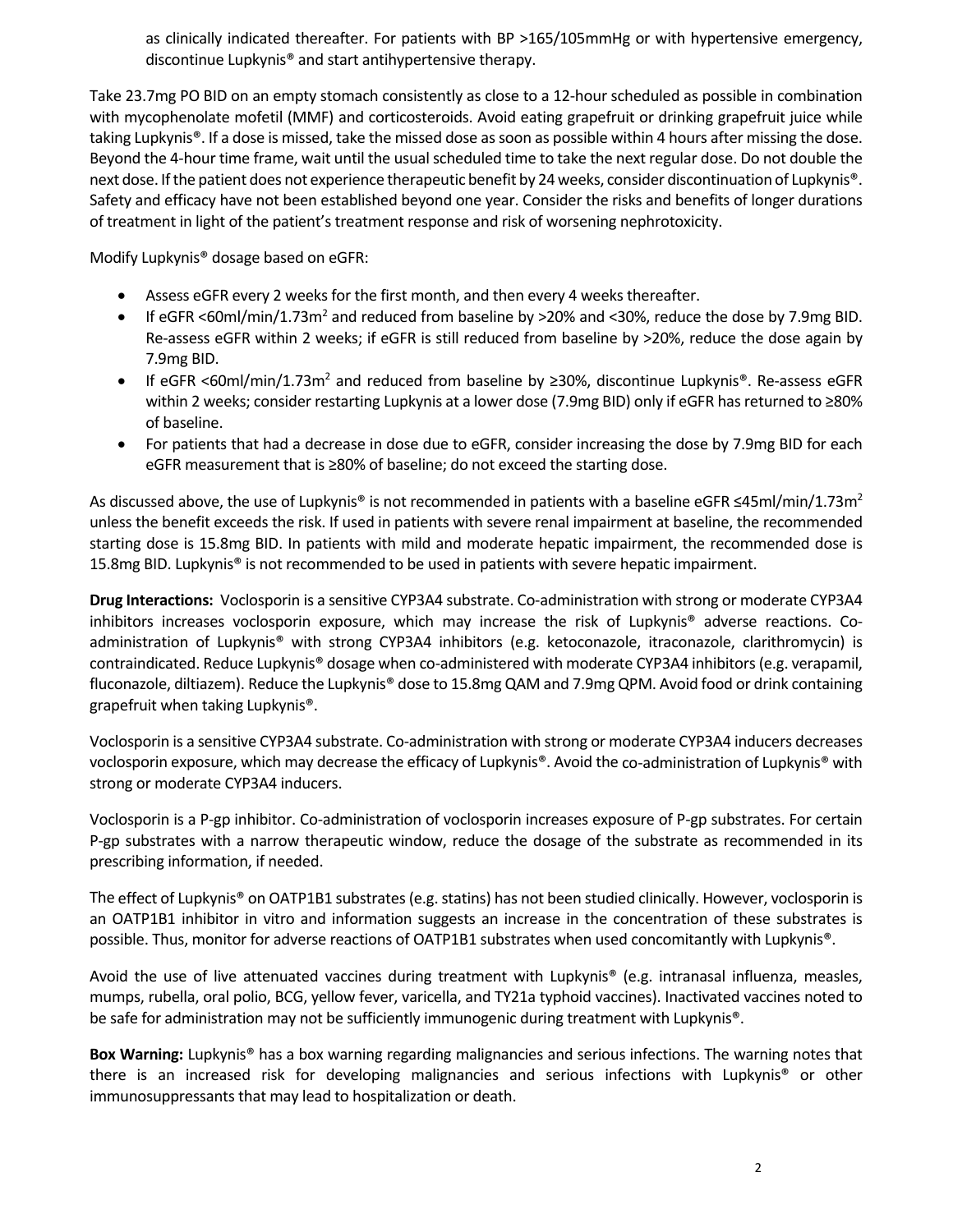as clinically indicated thereafter. For patients with BP >165/105mmHg or with hypertensive emergency, discontinue Lupkynis® and start antihypertensive therapy.

Take 23.7mg PO BID on an empty stomach consistently as close to a 12-hour scheduled as possible in combination with mycophenolate mofetil (MMF) and corticosteroids. Avoid eating grapefruit or drinking grapefruit juice while taking Lupkynis®. If a dose is missed, take the missed dose as soon as possible within 4 hours after missing the dose. Beyond the 4-hour time frame, wait until the usual scheduled time to take the next regular dose. Do not double the next dose. If the patient does not experience therapeutic benefit by 24 weeks, consider discontinuation of Lupkynis®. Safety and efficacy have not been established beyond one year. Consider the risks and benefits of longer durations of treatment in light of the patient's treatment response and risk of worsening nephrotoxicity.

Modify Lupkynis® dosage based on eGFR:

- Assess eGFR every 2 weeks for the first month, and then every 4 weeks thereafter.
- If eGFR <60ml/min/1.73m$^2$ and reduced from baseline by >20% and <30%, reduce the dose by 7.9mg BID. Re-assess eGFR within 2 weeks; if eGFR is still reduced from baseline by >20%, reduce the dose again by 7.9mg BID.
- If eGFR <60ml/min/1.73m$^2$ and reduced from baseline by ≥30%, discontinue Lupkynis®. Re-assess eGFR within 2 weeks; consider restarting Lupkynis at a lower dose (7.9mg BID) only if eGFR has returned to ≥80% of baseline.
- For patients that had a decrease in dose due to eGFR, consider increasing the dose by 7.9mg BID for each eGFR measurement that is ≥80% of baseline; do not exceed the starting dose.

As discussed above, the use of Lupkynis® is not recommended in patients with a baseline eGFR ≤45ml/min/1.73m$^2$ unless the benefit exceeds the risk. If used in patients with severe renal impairment at baseline, the recommended starting dose is 15.8mg BID. In patients with mild and moderate hepatic impairment, the recommended dose is 15.8mg BID. Lupkynis® is not recommended to be used in patients with severe hepatic impairment.

**Drug Interactions:** Voclosporin is a sensitive CYP3A4 substrate. Co-administration with strong or moderate CYP3A4 inhibitors increases voclosporin exposure, which may increase the risk of Lupkynis® adverse reactions. Co-administration of Lupkynis® with strong CYP3A4 inhibitors (e.g. ketoconazole, itraconazole, clarithromycin) is contraindicated. Reduce Lupkynis® dosage when co-administered with moderate CYP3A4 inhibitors (e.g. verapamil, fluconazole, diltiazem). Reduce the Lupkynis® dose to 15.8mg QAM and 7.9mg QPM. Avoid food or drink containing grapefruit when taking Lupkynis®.

Voclosporin is a sensitive CYP3A4 substrate. Co-administration with strong or moderate CYP3A4 inducers decreases voclosporin exposure, which may decrease the efficacy of Lupkynis®. Avoid the co-administration of Lupkynis® with strong or moderate CYP3A4 inducers.

Voclosporin is a P-gp inhibitor. Co-administration of voclosporin increases exposure of P-gp substrates. For certain P-gp substrates with a narrow therapeutic window, reduce the dosage of the substrate as recommended in its prescribing information, if needed.

The effect of Lupkynis® on OATP1B1 substrates (e.g. statins) has not been studied clinically. However, voclosporin is an OATP1B1 inhibitor in vitro and information suggests an increase in the concentration of these substrates is possible. Thus, monitor for adverse reactions of OATP1B1 substrates when used concomitantly with Lupkynis®.

Avoid the use of live attenuated vaccines during treatment with Lupkynis® (e.g. intranasal influenza, measles, mumps, rubella, oral polio, BCG, yellow fever, varicella, and TY21a typhoid vaccines). Inactivated vaccines noted to be safe for administration may not be sufficiently immunogenic during treatment with Lupkynis®.

**Box Warning:** Lupkynis® has a box warning regarding malignancies and serious infections. The warning notes that there is an increased risk for developing malignancies and serious infections with Lupkynis® or other immunosuppressants that may lead to hospitalization or death.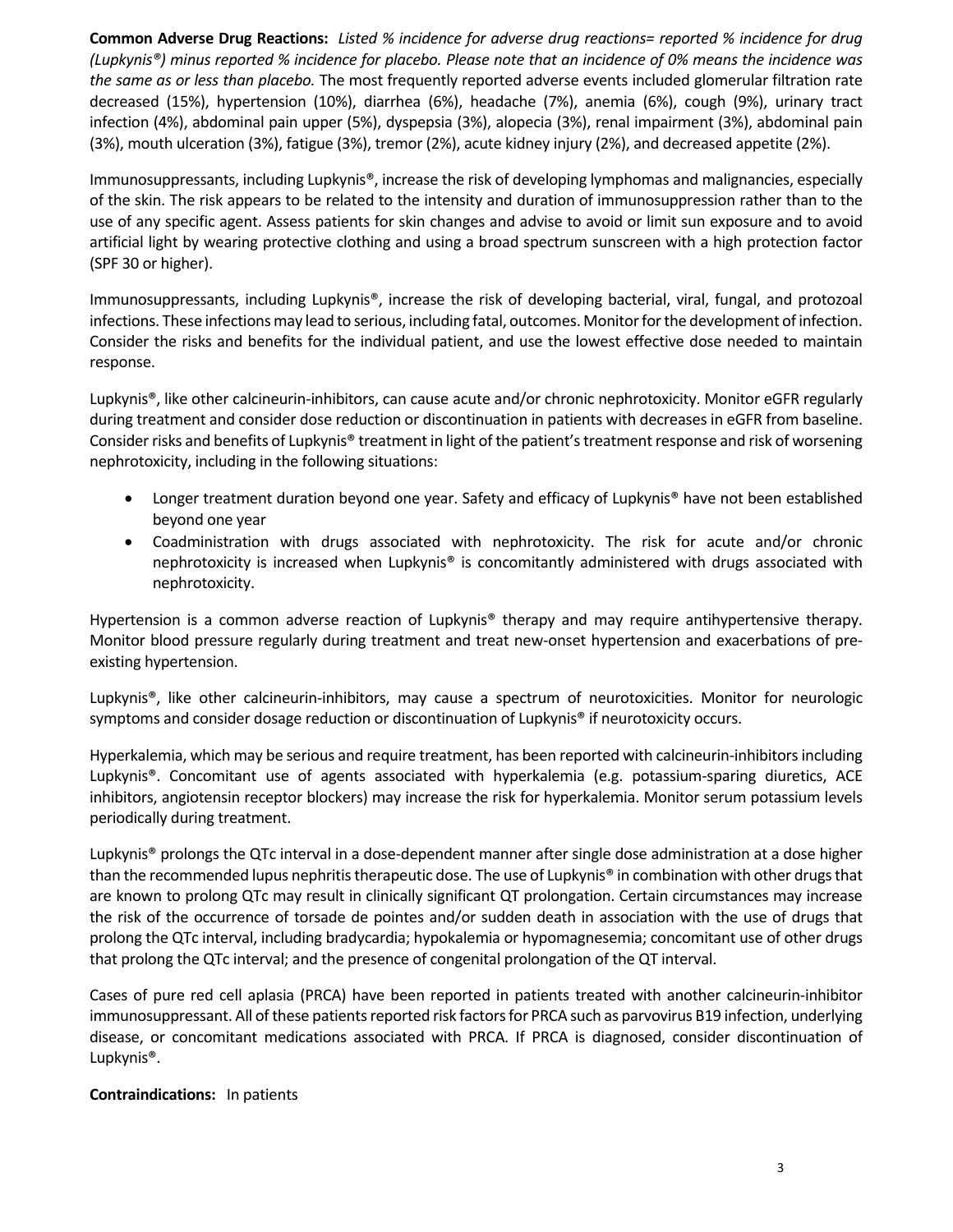**Common Adverse Drug Reactions:** *Listed % incidence for adverse drug reactions= reported % incidence for drug (Lupkynis®) minus reported % incidence for placebo. Please note that an incidence of 0% means the incidence was the same as or less than placebo.* The most frequently reported adverse events included glomerular filtration rate decreased (15%), hypertension (10%), diarrhea (6%), headache (7%), anemia (6%), cough (9%), urinary tract infection (4%), abdominal pain upper (5%), dyspepsia (3%), alopecia (3%), renal impairment (3%), abdominal pain (3%), mouth ulceration (3%), fatigue (3%), tremor (2%), acute kidney injury (2%), and decreased appetite (2%).

Immunosuppressants, including Lupkynis®, increase the risk of developing lymphomas and malignancies, especially of the skin. The risk appears to be related to the intensity and duration of immunosuppression rather than to the use of any specific agent. Assess patients for skin changes and advise to avoid or limit sun exposure and to avoid artificial light by wearing protective clothing and using a broad spectrum sunscreen with a high protection factor (SPF 30 or higher).

Immunosuppressants, including Lupkynis®, increase the risk of developing bacterial, viral, fungal, and protozoal infections. These infections may lead to serious, including fatal, outcomes. Monitor for the development of infection. Consider the risks and benefits for the individual patient, and use the lowest effective dose needed to maintain response.

Lupkynis®, like other calcineurin-inhibitors, can cause acute and/or chronic nephrotoxicity. Monitor eGFR regularly during treatment and consider dose reduction or discontinuation in patients with decreases in eGFR from baseline. Consider risks and benefits of Lupkynis® treatment in light of the patient's treatment response and risk of worsening nephrotoxicity, including in the following situations:

- Longer treatment duration beyond one year. Safety and efficacy of Lupkynis® have not been established beyond one year
- Coadministration with drugs associated with nephrotoxicity. The risk for acute and/or chronic nephrotoxicity is increased when Lupkynis® is concomitantly administered with drugs associated with nephrotoxicity.

Hypertension is a common adverse reaction of Lupkynis® therapy and may require antihypertensive therapy. Monitor blood pressure regularly during treatment and treat new-onset hypertension and exacerbations of pre-existing hypertension.

Lupkynis®, like other calcineurin-inhibitors, may cause a spectrum of neurotoxicities. Monitor for neurologic symptoms and consider dosage reduction or discontinuation of Lupkynis® if neurotoxicity occurs.

Hyperkalemia, which may be serious and require treatment, has been reported with calcineurin-inhibitors including Lupkynis®. Concomitant use of agents associated with hyperkalemia (e.g. potassium-sparing diuretics, ACE inhibitors, angiotensin receptor blockers) may increase the risk for hyperkalemia. Monitor serum potassium levels periodically during treatment.

Lupkynis® prolongs the QTc interval in a dose-dependent manner after single dose administration at a dose higher than the recommended lupus nephritis therapeutic dose. The use of Lupkynis® in combination with other drugs that are known to prolong QTc may result in clinically significant QT prolongation. Certain circumstances may increase the risk of the occurrence of torsade de pointes and/or sudden death in association with the use of drugs that prolong the QTc interval, including bradycardia; hypokalemia or hypomagnesemia; concomitant use of other drugs that prolong the QTc interval; and the presence of congenital prolongation of the QT interval.

Cases of pure red cell aplasia (PRCA) have been reported in patients treated with another calcineurin-inhibitor immunosuppressant. All of these patients reported risk factors for PRCA such as parvovirus B19 infection, underlying disease, or concomitant medications associated with PRCA. If PRCA is diagnosed, consider discontinuation of Lupkynis®.

**Contraindications:** In patients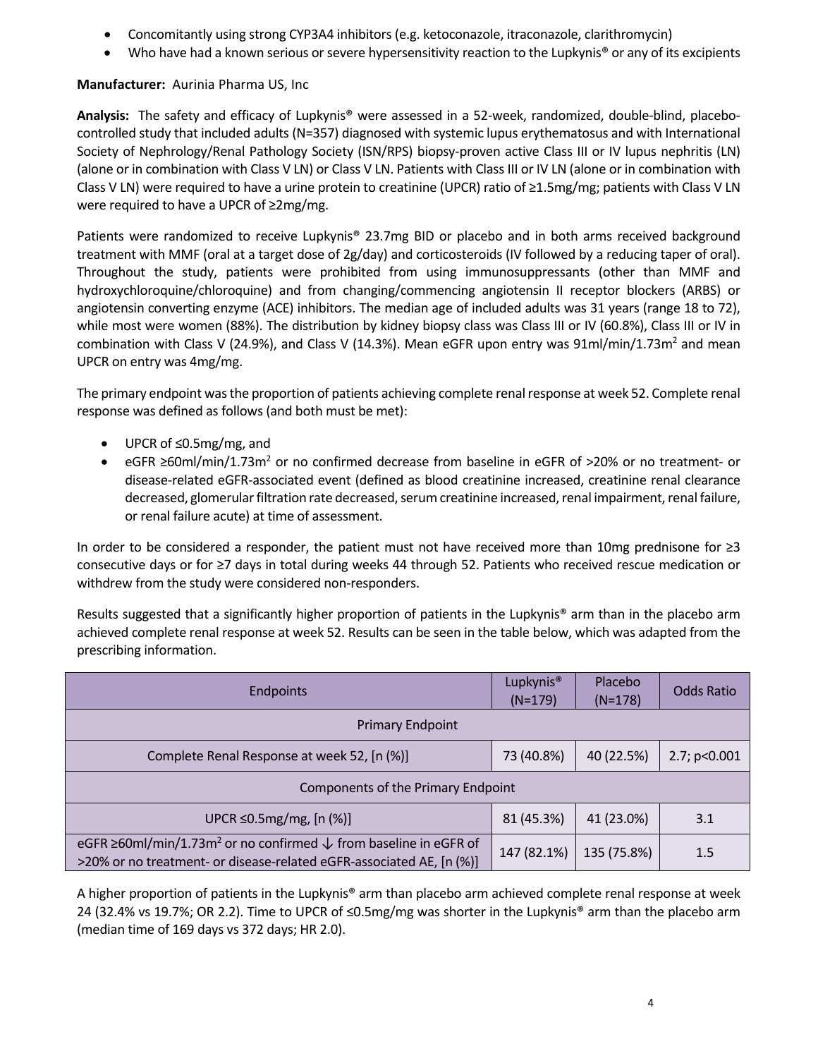- Concomitantly using strong CYP3A4 inhibitors (e.g. ketoconazole, itraconazole, clarithromycin)
- Who have had a known serious or severe hypersensitivity reaction to the Lupkynis® or any of its excipients

**Manufacturer:** Aurinia Pharma US, Inc

**Analysis:** The safety and efficacy of Lupkynis® were assessed in a 52-week, randomized, double-blind, placebo-controlled study that included adults (N=357) diagnosed with systemic lupus erythematosus and with International Society of Nephrology/Renal Pathology Society (ISN/RPS) biopsy-proven active Class III or IV lupus nephritis (LN) (alone or in combination with Class V LN) or Class V LN. Patients with Class III or IV LN (alone or in combination with Class V LN) were required to have a urine protein to creatinine (UPCR) ratio of ≥1.5mg/mg; patients with Class V LN were required to have a UPCR of ≥2mg/mg.

Patients were randomized to receive Lupkynis® 23.7mg BID or placebo and in both arms received background treatment with MMF (oral at a target dose of 2g/day) and corticosteroids (IV followed by a reducing taper of oral). Throughout the study, patients were prohibited from using immunosuppressants (other than MMF and hydroxychloroquine/chloroquine) and from changing/commencing angiotensin II receptor blockers (ARBS) or angiotensin converting enzyme (ACE) inhibitors. The median age of included adults was 31 years (range 18 to 72), while most were women (88%). The distribution by kidney biopsy class was Class III or IV (60.8%), Class III or IV in combination with Class V (24.9%), and Class V (14.3%). Mean eGFR upon entry was 91ml/min/1.73m$^2$ and mean UPCR on entry was 4mg/mg.

The primary endpoint was the proportion of patients achieving complete renal response at week 52. Complete renal response was defined as follows (and both must be met):

- UPCR of ≤0.5mg/mg, and
- eGFR ≥60ml/min/1.73m$^2$ or no confirmed decrease from baseline in eGFR of >20% or no treatment- or disease-related eGFR-associated event (defined as blood creatinine increased, creatinine renal clearance decreased, glomerular filtration rate decreased, serum creatinine increased, renal impairment, renal failure, or renal failure acute) at time of assessment.

In order to be considered a responder, the patient must not have received more than 10mg prednisone for ≥3 consecutive days or for ≥7 days in total during weeks 44 through 52. Patients who received rescue medication or withdrew from the study were considered non-responders.

Results suggested that a significantly higher proportion of patients in the Lupkynis® arm than in the placebo arm achieved complete renal response at week 52. Results can be seen in the table below, which was adapted from the prescribing information.

| Endpoints | Lupkynis® (N=179) | Placebo (N=178) | Odds Ratio |
|---|---|---|---|
| Primary Endpoint | | | |
| Complete Renal Response at week 52, [n (%)] | 73 (40.8%) | 40 (22.5%) | 2.7; p<0.001 |
| Components of the Primary Endpoint | | | |
| UPCR ≤0.5mg/mg, [n (%)] | 81 (45.3%) | 41 (23.0%) | 3.1 |
| eGFR ≥60ml/min/1.73m$^2$ or no confirmed ↓ from baseline in eGFR of >20% or no treatment- or disease-related eGFR-associated AE, [n (%)] | 147 (82.1%) | 135 (75.8%) | 1.5 |

A higher proportion of patients in the Lupkynis® arm than placebo arm achieved complete renal response at week 24 (32.4% vs 19.7%; OR 2.2). Time to UPCR of ≤0.5mg/mg was shorter in the Lupkynis® arm than the placebo arm (median time of 169 days vs 372 days; HR 2.0).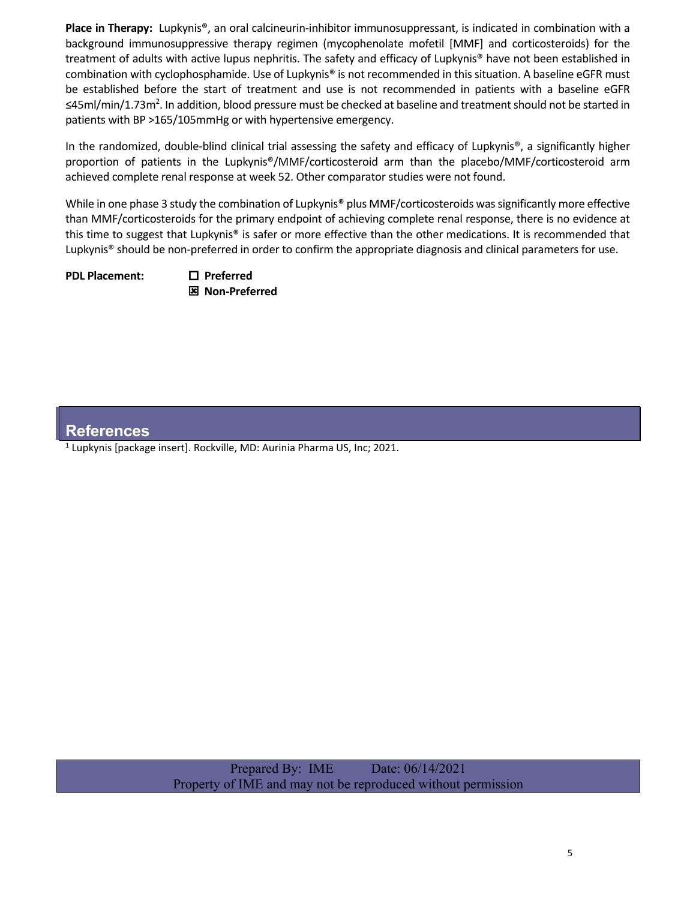**Place in Therapy:** Lupkynis®, an oral calcineurin-inhibitor immunosuppressant, is indicated in combination with a background immunosuppressive therapy regimen (mycophenolate mofetil [MMF] and corticosteroids) for the treatment of adults with active lupus nephritis. The safety and efficacy of Lupkynis® have not been established in combination with cyclophosphamide. Use of Lupkynis® is not recommended in this situation. A baseline eGFR must be established before the start of treatment and use is not recommended in patients with a baseline eGFR ≤45ml/min/1.73m$^2$. In addition, blood pressure must be checked at baseline and treatment should not be started in patients with BP >165/105mmHg or with hypertensive emergency.

In the randomized, double-blind clinical trial assessing the safety and efficacy of Lupkynis®, a significantly higher proportion of patients in the Lupkynis®/MMF/corticosteroid arm than the placebo/MMF/corticosteroid arm achieved complete renal response at week 52. Other comparator studies were not found.

While in one phase 3 study the combination of Lupkynis® plus MMF/corticosteroids was significantly more effective than MMF/corticosteroids for the primary endpoint of achieving complete renal response, there is no evidence at this time to suggest that Lupkynis® is safer or more effective than the other medications. It is recommended that Lupkynis® should be non-preferred in order to confirm the appropriate diagnosis and clinical parameters for use.

**PDL Placement:**
- ☐ **Preferred**
- ☒ **Non-Preferred**

## References

[1] Lupkynis [package insert]. Rockville, MD: Aurinia Pharma US, Inc; 2021.

Prepared By: IME Date: 06/14/2021
Property of IME and may not be reproduced without permission